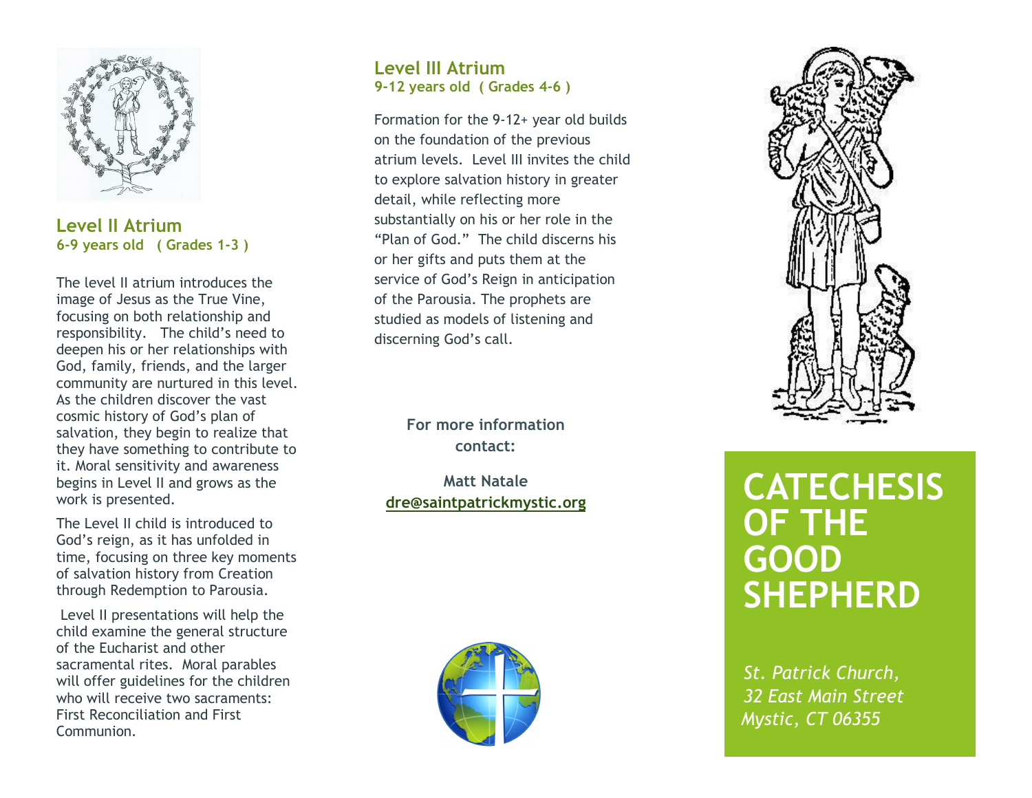## Level II Atrium

**6-9 years old ( Grades 1-3 )**

The level II atrium introduces the image of Jesus as the True Vine, focusing on both relationship and responsibility. The child's need to deepen his or her relationships with God, family, friends, and the larger community are nurtured in this level. As the children discover the vast cosmic history of God's plan of salvation, they begin to realize that they have something to contribute to it. Moral sensitivity and awareness begins in Level II and grows as the work is presented.

The Level II child is introduced to God's reign, as it has unfolded in time, focusing on three key moments of salvation history from Creation through Redemption to Parousia.

Level II presentations will help the child examine the general structure of the Eucharist and other sacramental rites. Moral parables will offer guidelines for the children who will receive two sacraments: First Reconciliation and First Communion.

## Level III Atrium

**9-12 years old ( Grades 4-6 )**

Formation for the 9-12+ year old builds on the foundation of the previous atrium levels. Level III invites the child to explore salvation history in greater detail, while reflecting more substantially on his or her role in the "Plan of God." The child discerns his or her gifts and puts them at the service of God's Reign in anticipation of the Parousia. The prophets are studied as models of listening and discerning God's call.

**For more information contact:**

**Matt Natale**
**dre@saintpatrickmystic.org**

# CATECHESIS OF THE GOOD SHEPHERD

*St. Patrick Church,*
*32 East Main Street*
*Mystic, CT 06355*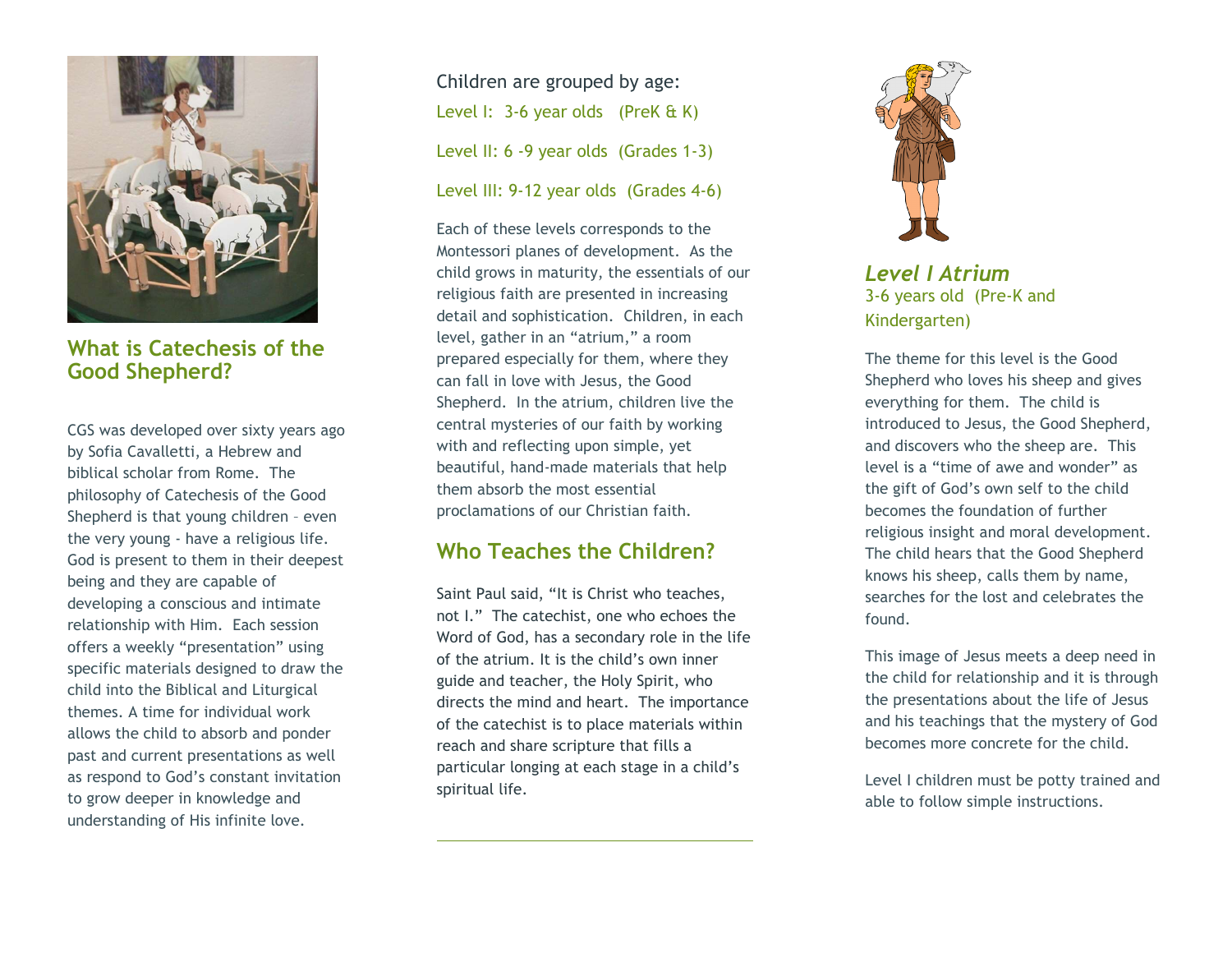## What is Catechesis of the Good Shepherd?

CGS was developed over sixty years ago by Sofia Cavalletti, a Hebrew and biblical scholar from Rome. The philosophy of Catechesis of the Good Shepherd is that young children – even the very young - have a religious life. God is present to them in their deepest being and they are capable of developing a conscious and intimate relationship with Him. Each session offers a weekly "presentation" using specific materials designed to draw the child into the Biblical and Liturgical themes. A time for individual work allows the child to absorb and ponder past and current presentations as well as respond to God's constant invitation to grow deeper in knowledge and understanding of His infinite love.

Children are grouped by age:

Level I: 3-6 year olds (PreK & K)

Level II: 6 -9 year olds (Grades 1-3)

Level III: 9-12 year olds (Grades 4-6)

Each of these levels corresponds to the Montessori planes of development. As the child grows in maturity, the essentials of our religious faith are presented in increasing detail and sophistication. Children, in each level, gather in an "atrium," a room prepared especially for them, where they can fall in love with Jesus, the Good Shepherd. In the atrium, children live the central mysteries of our faith by working with and reflecting upon simple, yet beautiful, hand-made materials that help them absorb the most essential proclamations of our Christian faith.

## Who Teaches the Children?

Saint Paul said, "It is Christ who teaches, not I." The catechist, one who echoes the Word of God, has a secondary role in the life of the atrium. It is the child's own inner guide and teacher, the Holy Spirit, who directs the mind and heart. The importance of the catechist is to place materials within reach and share scripture that fills a particular longing at each stage in a child's spiritual life.

---

## *Level I Atrium*

3-6 years old (Pre-K and Kindergarten)

The theme for this level is the Good Shepherd who loves his sheep and gives everything for them. The child is introduced to Jesus, the Good Shepherd, and discovers who the sheep are. This level is a "time of awe and wonder" as the gift of God's own self to the child becomes the foundation of further religious insight and moral development. The child hears that the Good Shepherd knows his sheep, calls them by name, searches for the lost and celebrates the found.

This image of Jesus meets a deep need in the child for relationship and it is through the presentations about the life of Jesus and his teachings that the mystery of God becomes more concrete for the child.

Level I children must be potty trained and able to follow simple instructions.